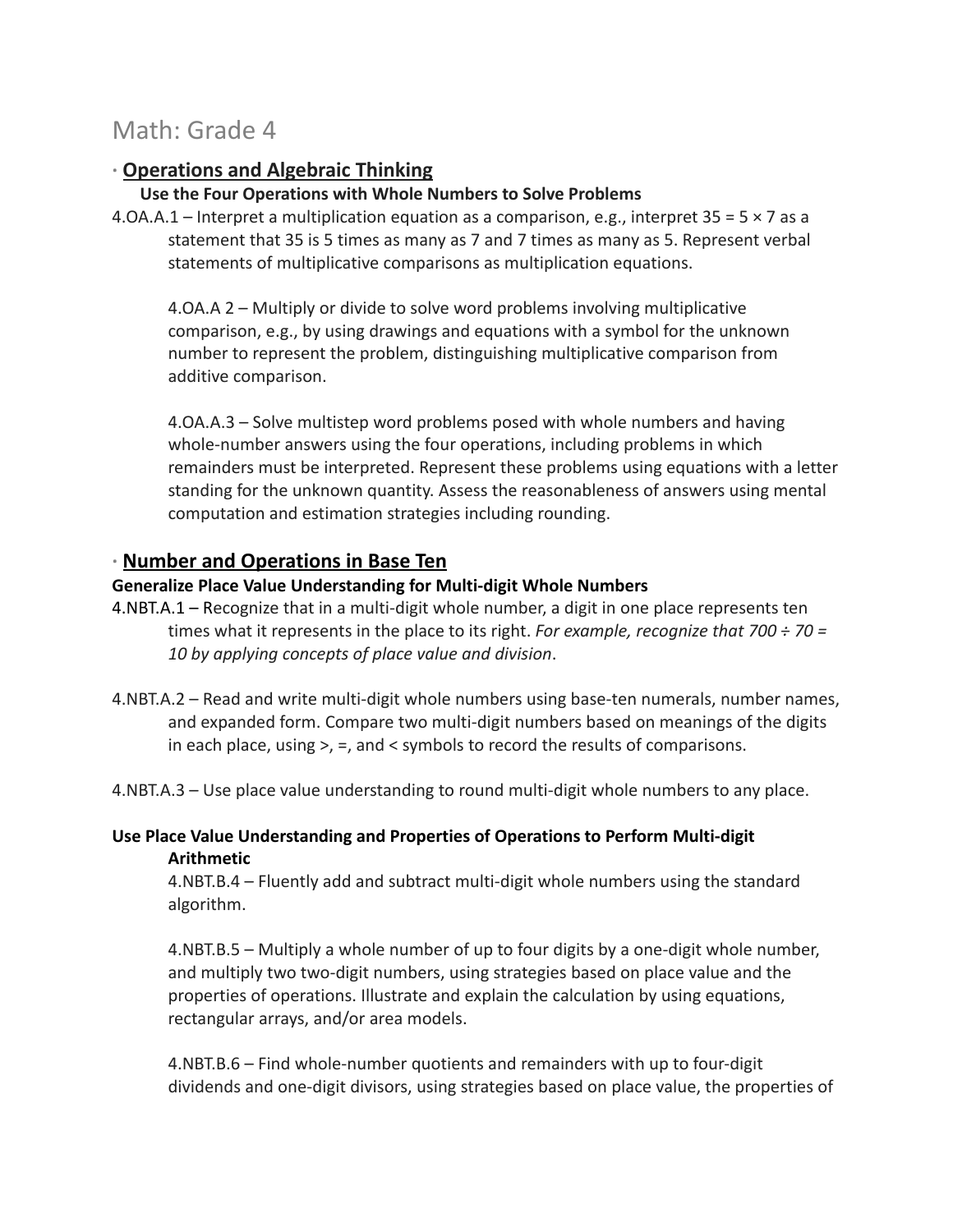# Math: Grade 4

## · Operations and Algebraic Thinking

### Use the Four Operations with Whole Numbers to Solve Problems

4.OA.A.1 – Interpret a multiplication equation as a comparison, e.g., interpret $35 = 5 \times 7$ as a statement that 35 is 5 times as many as 7 and 7 times as many as 5. Represent verbal statements of multiplicative comparisons as multiplication equations.

4.OA.A 2 – Multiply or divide to solve word problems involving multiplicative comparison, e.g., by using drawings and equations with a symbol for the unknown number to represent the problem, distinguishing multiplicative comparison from additive comparison.

4.OA.A.3 – Solve multistep word problems posed with whole numbers and having whole-number answers using the four operations, including problems in which remainders must be interpreted. Represent these problems using equations with a letter standing for the unknown quantity. Assess the reasonableness of answers using mental computation and estimation strategies including rounding.

## · Number and Operations in Base Ten

### Generalize Place Value Understanding for Multi-digit Whole Numbers

4.NBT.A.1 – Recognize that in a multi-digit whole number, a digit in one place represents ten times what it represents in the place to its right. *For example, recognize that $700 \div 70 = 10$ by applying concepts of place value and division*.

4.NBT.A.2 – Read and write multi-digit whole numbers using base-ten numerals, number names, and expanded form. Compare two multi-digit numbers based on meanings of the digits in each place, using >, =, and < symbols to record the results of comparisons.

4.NBT.A.3 – Use place value understanding to round multi-digit whole numbers to any place.

### Use Place Value Understanding and Properties of Operations to Perform Multi-digit Arithmetic

4.NBT.B.4 – Fluently add and subtract multi-digit whole numbers using the standard algorithm.

4.NBT.B.5 – Multiply a whole number of up to four digits by a one-digit whole number, and multiply two two-digit numbers, using strategies based on place value and the properties of operations. Illustrate and explain the calculation by using equations, rectangular arrays, and/or area models.

4.NBT.B.6 – Find whole-number quotients and remainders with up to four-digit dividends and one-digit divisors, using strategies based on place value, the properties of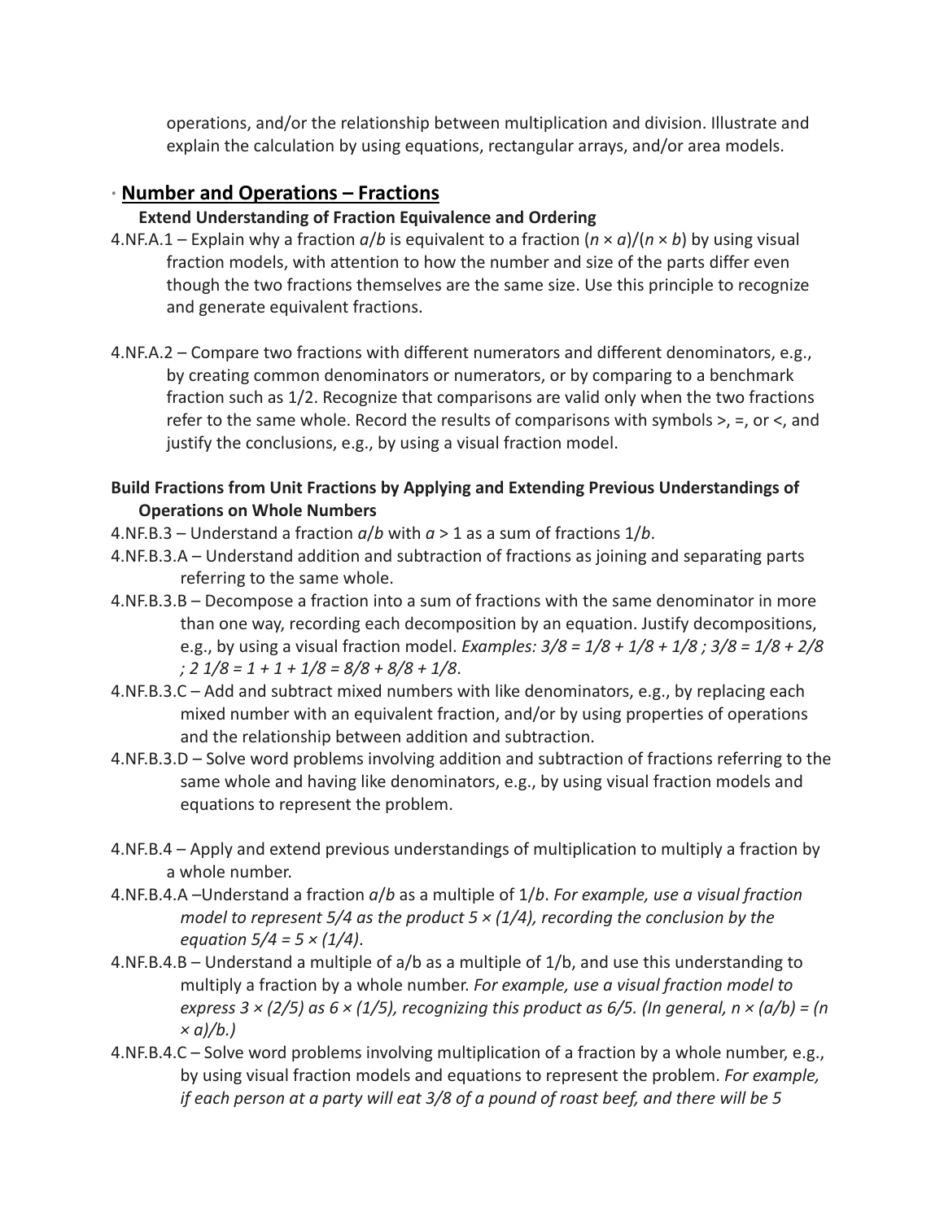operations, and/or the relationship between multiplication and division. Illustrate and explain the calculation by using equations, rectangular arrays, and/or area models.

- **Number and Operations – Fractions**

**Extend Understanding of Fraction Equivalence and Ordering**

4.NF.A.1 – Explain why a fraction $a/b$ is equivalent to a fraction $(n \times a)/(n \times b)$ by using visual fraction models, with attention to how the number and size of the parts differ even though the two fractions themselves are the same size. Use this principle to recognize and generate equivalent fractions.

4.NF.A.2 – Compare two fractions with different numerators and different denominators, e.g., by creating common denominators or numerators, or by comparing to a benchmark fraction such as 1/2. Recognize that comparisons are valid only when the two fractions refer to the same whole. Record the results of comparisons with symbols >, =, or <, and justify the conclusions, e.g., by using a visual fraction model.

**Build Fractions from Unit Fractions by Applying and Extending Previous Understandings of Operations on Whole Numbers**

4.NF.B.3 – Understand a fraction $a/b$ with $a > 1$ as a sum of fractions $1/b$.

4.NF.B.3.A – Understand addition and subtraction of fractions as joining and separating parts referring to the same whole.

4.NF.B.3.B – Decompose a fraction into a sum of fractions with the same denominator in more than one way, recording each decomposition by an equation. Justify decompositions, e.g., by using a visual fraction model. *Examples: 3/8 = 1/8 + 1/8 + 1/8 ; 3/8 = 1/8 + 2/8 ; 2 1/8 = 1 + 1 + 1/8 = 8/8 + 8/8 + 1/8*.

4.NF.B.3.C – Add and subtract mixed numbers with like denominators, e.g., by replacing each mixed number with an equivalent fraction, and/or by using properties of operations and the relationship between addition and subtraction.

4.NF.B.3.D – Solve word problems involving addition and subtraction of fractions referring to the same whole and having like denominators, e.g., by using visual fraction models and equations to represent the problem.

4.NF.B.4 – Apply and extend previous understandings of multiplication to multiply a fraction by a whole number.

4.NF.B.4.A –Understand a fraction $a/b$ as a multiple of $1/b$. *For example, use a visual fraction model to represent 5/4 as the product 5 × (1/4), recording the conclusion by the equation 5/4 = 5 × (1/4)*.

4.NF.B.4.B – Understand a multiple of a/b as a multiple of 1/b, and use this understanding to multiply a fraction by a whole number. *For example, use a visual fraction model to express 3 × (2/5) as 6 × (1/5), recognizing this product as 6/5. (In general, n × (a/b) = (n × a)/b.)*

4.NF.B.4.C – Solve word problems involving multiplication of a fraction by a whole number, e.g., by using visual fraction models and equations to represent the problem. *For example, if each person at a party will eat 3/8 of a pound of roast beef, and there will be 5*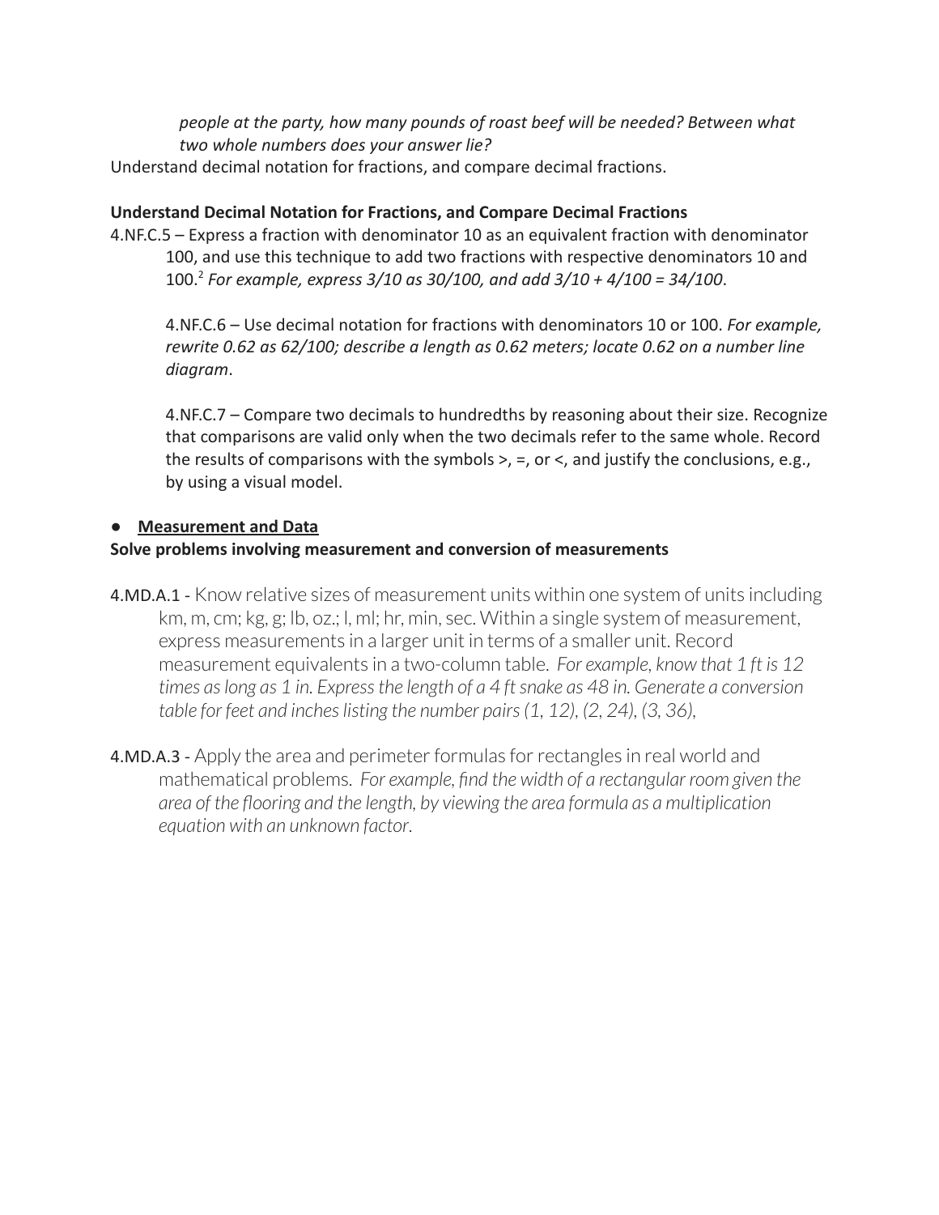*people at the party, how many pounds of roast beef will be needed? Between what two whole numbers does your answer lie?*

Understand decimal notation for fractions, and compare decimal fractions.

**Understand Decimal Notation for Fractions, and Compare Decimal Fractions**

4.NF.C.5 – Express a fraction with denominator 10 as an equivalent fraction with denominator 100, and use this technique to add two fractions with respective denominators 10 and 100.[2] *For example, express 3/10 as 30/100, and add 3/10 + 4/100 = 34/100*.

4.NF.C.6 – Use decimal notation for fractions with denominators 10 or 100. *For example, rewrite 0.62 as 62/100; describe a length as 0.62 meters; locate 0.62 on a number line diagram*.

4.NF.C.7 – Compare two decimals to hundredths by reasoning about their size. Recognize that comparisons are valid only when the two decimals refer to the same whole. Record the results of comparisons with the symbols >, =, or <, and justify the conclusions, e.g., by using a visual model.

- **Measurement and Data**

**Solve problems involving measurement and conversion of measurements**

4.MD.A.1 - Know relative sizes of measurement units within one system of units including km, m, cm; kg, g; lb, oz.; l, ml; hr, min, sec. Within a single system of measurement, express measurements in a larger unit in terms of a smaller unit. Record measurement equivalents in a two-column table. *For example, know that 1 ft is 12 times as long as 1 in. Express the length of a 4 ft snake as 48 in. Generate a conversion table for feet and inches listing the number pairs (1, 12), (2, 24), (3, 36),*

4.MD.A.3 - Apply the area and perimeter formulas for rectangles in real world and mathematical problems. *For example, find the width of a rectangular room given the area of the flooring and the length, by viewing the area formula as a multiplication equation with an unknown factor.*